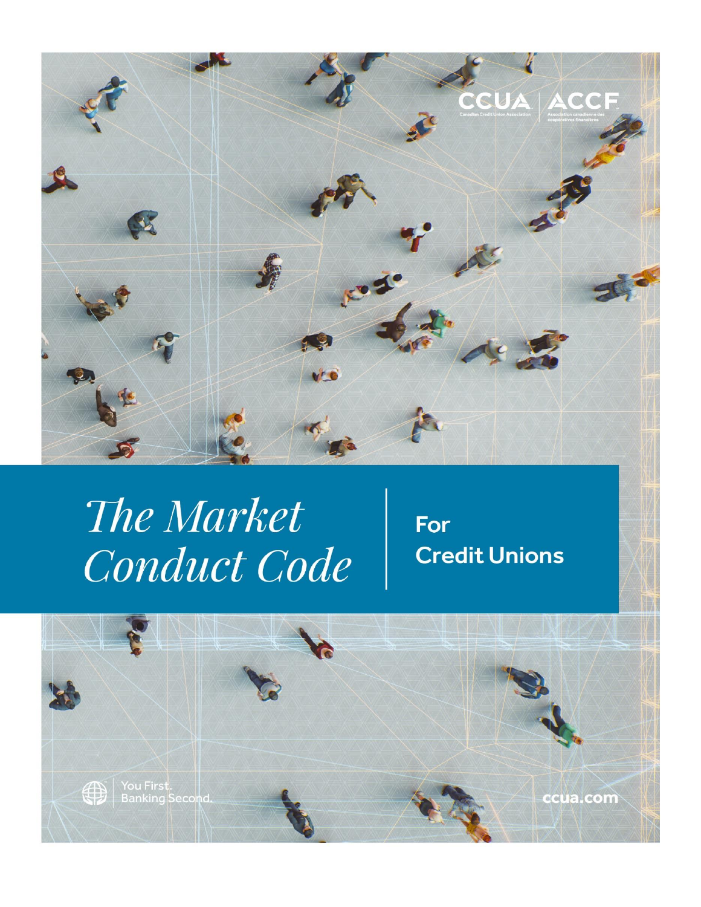CCUA | ACCF

Canadian Credit Union Association | Association canadienne des coopératives financières

# *The Market Conduct Code*

## For Credit Unions

You First. Banking Second.

ccua.com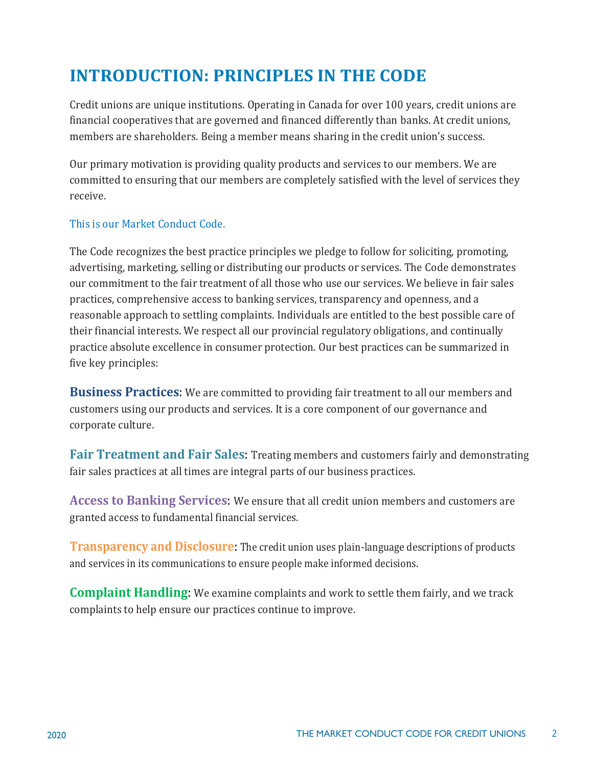# INTRODUCTION: PRINCIPLES IN THE CODE

Credit unions are unique institutions. Operating in Canada for over 100 years, credit unions are financial cooperatives that are governed and financed differently than banks. At credit unions, members are shareholders. Being a member means sharing in the credit union's success.

Our primary motivation is providing quality products and services to our members. We are committed to ensuring that our members are completely satisfied with the level of services they receive.

This is our Market Conduct Code.

The Code recognizes the best practice principles we pledge to follow for soliciting, promoting, advertising, marketing, selling or distributing our products or services. The Code demonstrates our commitment to the fair treatment of all those who use our services. We believe in fair sales practices, comprehensive access to banking services, transparency and openness, and a reasonable approach to settling complaints. Individuals are entitled to the best possible care of their financial interests. We respect all our provincial regulatory obligations, and continually practice absolute excellence in consumer protection. Our best practices can be summarized in five key principles:

**Business Practices**: We are committed to providing fair treatment to all our members and customers using our products and services. It is a core component of our governance and corporate culture.

**Fair Treatment and Fair Sales**: Treating members and customers fairly and demonstrating fair sales practices at all times are integral parts of our business practices.

**Access to Banking Services**: We ensure that all credit union members and customers are granted access to fundamental financial services.

**Transparency and Disclosure**: The credit union uses plain-language descriptions of products and services in its communications to ensure people make informed decisions.

**Complaint Handling**: We examine complaints and work to settle them fairly, and we track complaints to help ensure our practices continue to improve.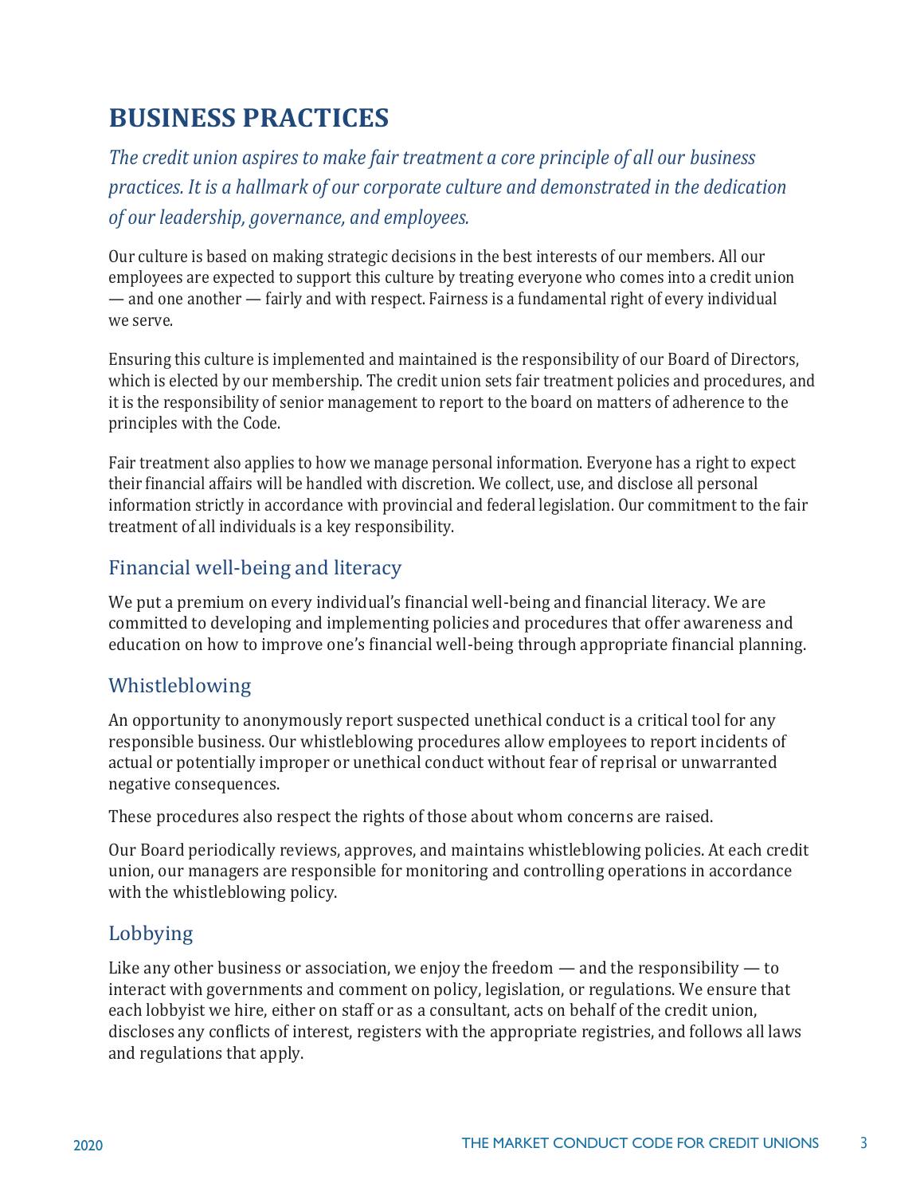# BUSINESS PRACTICES

*The credit union aspires to make fair treatment a core principle of all our business practices. It is a hallmark of our corporate culture and demonstrated in the dedication of our leadership, governance, and employees.*

Our culture is based on making strategic decisions in the best interests of our members. All our employees are expected to support this culture by treating everyone who comes into a credit union — and one another — fairly and with respect. Fairness is a fundamental right of every individual we serve.

Ensuring this culture is implemented and maintained is the responsibility of our Board of Directors, which is elected by our membership. The credit union sets fair treatment policies and procedures, and it is the responsibility of senior management to report to the board on matters of adherence to the principles with the Code.

Fair treatment also applies to how we manage personal information. Everyone has a right to expect their financial affairs will be handled with discretion. We collect, use, and disclose all personal information strictly in accordance with provincial and federal legislation. Our commitment to the fair treatment of all individuals is a key responsibility.

## Financial well-being and literacy

We put a premium on every individual's financial well-being and financial literacy. We are committed to developing and implementing policies and procedures that offer awareness and education on how to improve one's financial well-being through appropriate financial planning.

## Whistleblowing

An opportunity to anonymously report suspected unethical conduct is a critical tool for any responsible business. Our whistleblowing procedures allow employees to report incidents of actual or potentially improper or unethical conduct without fear of reprisal or unwarranted negative consequences.

These procedures also respect the rights of those about whom concerns are raised.

Our Board periodically reviews, approves, and maintains whistleblowing policies. At each credit union, our managers are responsible for monitoring and controlling operations in accordance with the whistleblowing policy.

## Lobbying

Like any other business or association, we enjoy the freedom — and the responsibility — to interact with governments and comment on policy, legislation, or regulations. We ensure that each lobbyist we hire, either on staff or as a consultant, acts on behalf of the credit union, discloses any conflicts of interest, registers with the appropriate registries, and follows all laws and regulations that apply.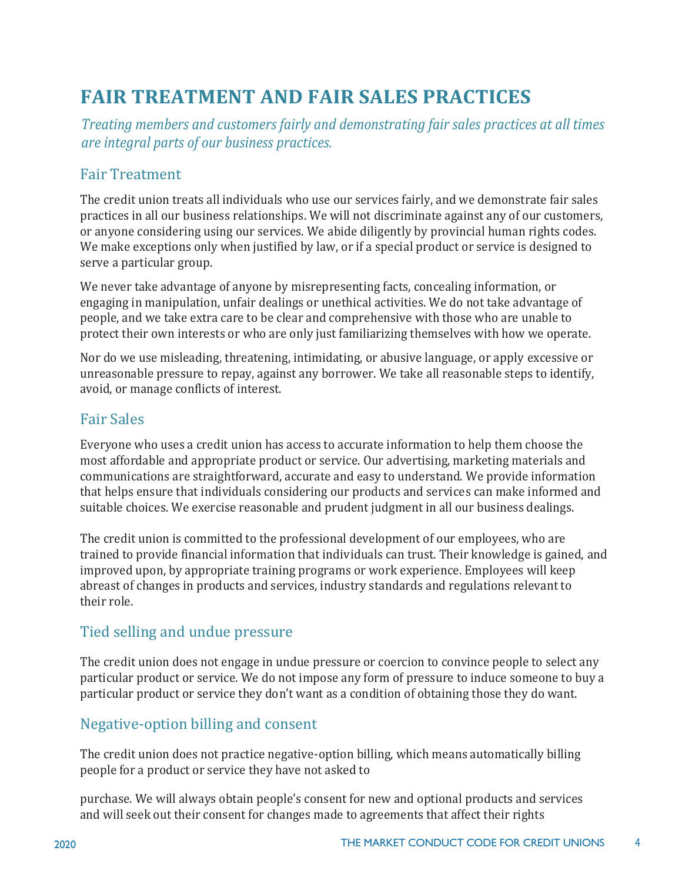# FAIR TREATMENT AND FAIR SALES PRACTICES

*Treating members and customers fairly and demonstrating fair sales practices at all times are integral parts of our business practices.*

## Fair Treatment

The credit union treats all individuals who use our services fairly, and we demonstrate fair sales practices in all our business relationships. We will not discriminate against any of our customers, or anyone considering using our services. We abide diligently by provincial human rights codes. We make exceptions only when justified by law, or if a special product or service is designed to serve a particular group.

We never take advantage of anyone by misrepresenting facts, concealing information, or engaging in manipulation, unfair dealings or unethical activities. We do not take advantage of people, and we take extra care to be clear and comprehensive with those who are unable to protect their own interests or who are only just familiarizing themselves with how we operate.

Nor do we use misleading, threatening, intimidating, or abusive language, or apply excessive or unreasonable pressure to repay, against any borrower. We take all reasonable steps to identify, avoid, or manage conflicts of interest.

## Fair Sales

Everyone who uses a credit union has access to accurate information to help them choose the most affordable and appropriate product or service. Our advertising, marketing materials and communications are straightforward, accurate and easy to understand. We provide information that helps ensure that individuals considering our products and services can make informed and suitable choices. We exercise reasonable and prudent judgment in all our business dealings.

The credit union is committed to the professional development of our employees, who are trained to provide financial information that individuals can trust. Their knowledge is gained, and improved upon, by appropriate training programs or work experience. Employees will keep abreast of changes in products and services, industry standards and regulations relevant to their role.

## Tied selling and undue pressure

The credit union does not engage in undue pressure or coercion to convince people to select any particular product or service. We do not impose any form of pressure to induce someone to buy a particular product or service they don't want as a condition of obtaining those they do want.

## Negative-option billing and consent

The credit union does not practice negative-option billing, which means automatically billing people for a product or service they have not asked to purchase. We will always obtain people's consent for new and optional products and services and will seek out their consent for changes made to agreements that affect their rights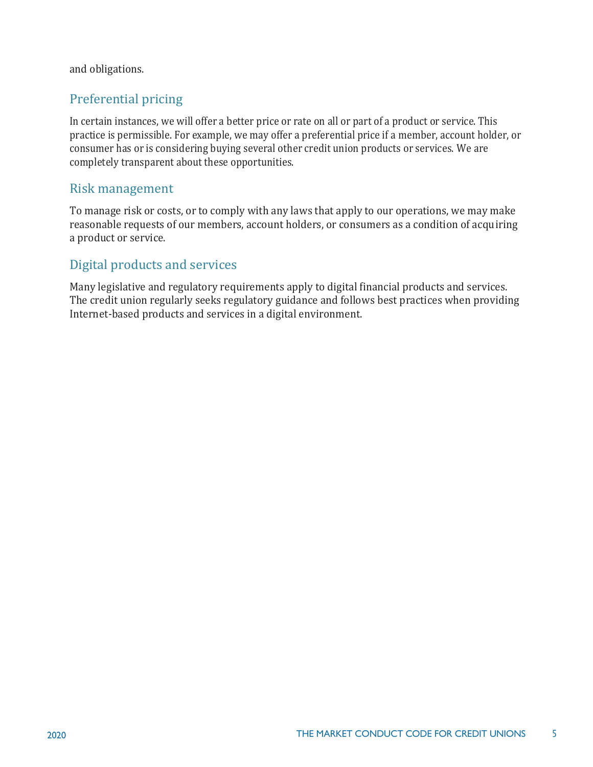and obligations.

## Preferential pricing

In certain instances, we will offer a better price or rate on all or part of a product or service. This practice is permissible. For example, we may offer a preferential price if a member, account holder, or consumer has or is considering buying several other credit union products or services. We are completely transparent about these opportunities.

## Risk management

To manage risk or costs, or to comply with any laws that apply to our operations, we may make reasonable requests of our members, account holders, or consumers as a condition of acquiring a product or service.

## Digital products and services

Many legislative and regulatory requirements apply to digital financial products and services. The credit union regularly seeks regulatory guidance and follows best practices when providing Internet-based products and services in a digital environment.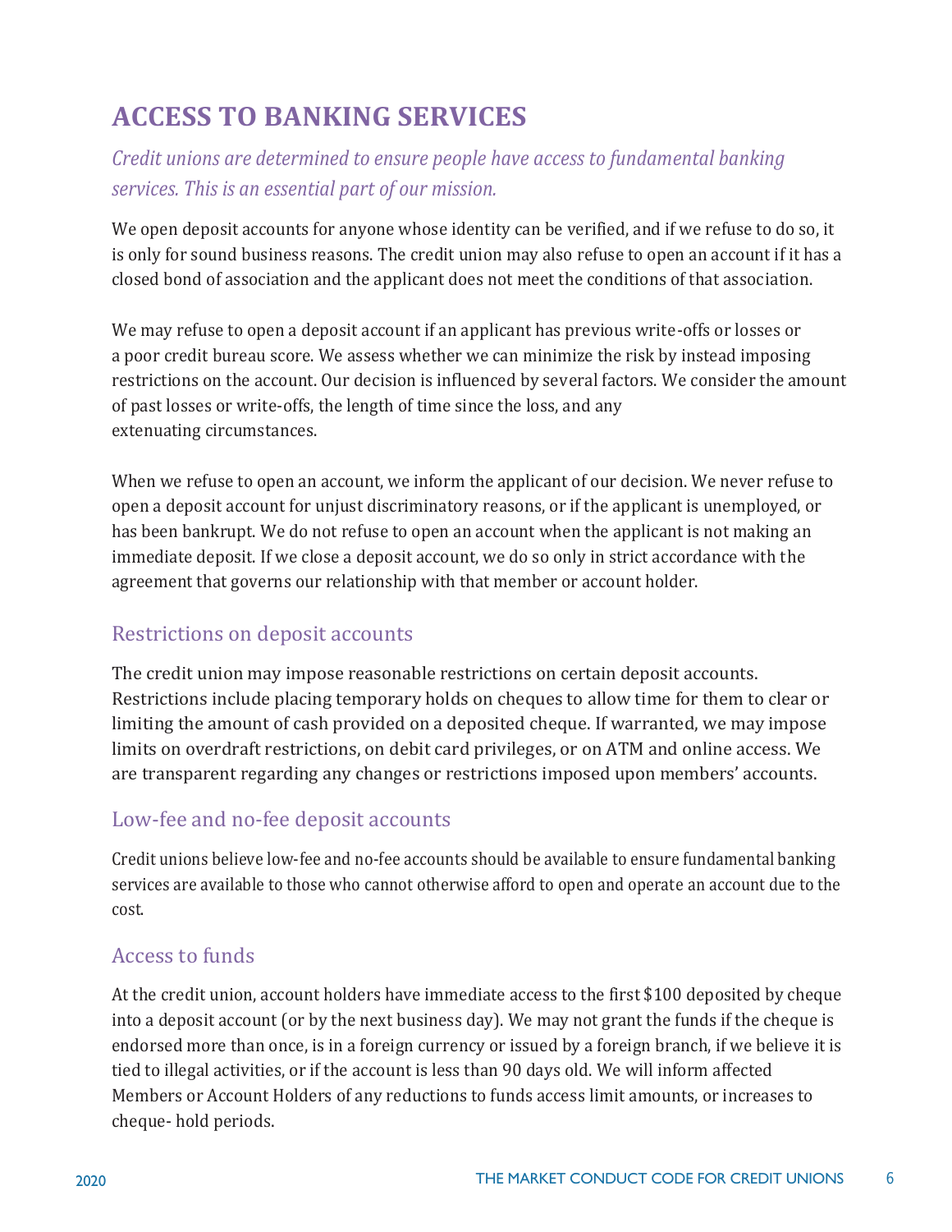# ACCESS TO BANKING SERVICES

*Credit unions are determined to ensure people have access to fundamental banking services. This is an essential part of our mission.*

We open deposit accounts for anyone whose identity can be verified, and if we refuse to do so, it is only for sound business reasons. The credit union may also refuse to open an account if it has a closed bond of association and the applicant does not meet the conditions of that association.

We may refuse to open a deposit account if an applicant has previous write-offs or losses or a poor credit bureau score. We assess whether we can minimize the risk by instead imposing restrictions on the account. Our decision is influenced by several factors. We consider the amount of past losses or write-offs, the length of time since the loss, and any extenuating circumstances.

When we refuse to open an account, we inform the applicant of our decision. We never refuse to open a deposit account for unjust discriminatory reasons, or if the applicant is unemployed, or has been bankrupt. We do not refuse to open an account when the applicant is not making an immediate deposit. If we close a deposit account, we do so only in strict accordance with the agreement that governs our relationship with that member or account holder.

## Restrictions on deposit accounts

The credit union may impose reasonable restrictions on certain deposit accounts. Restrictions include placing temporary holds on cheques to allow time for them to clear or limiting the amount of cash provided on a deposited cheque. If warranted, we may impose limits on overdraft restrictions, on debit card privileges, or on ATM and online access. We are transparent regarding any changes or restrictions imposed upon members' accounts.

## Low-fee and no-fee deposit accounts

Credit unions believe low-fee and no-fee accounts should be available to ensure fundamental banking services are available to those who cannot otherwise afford to open and operate an account due to the cost.

## Access to funds

At the credit union, account holders have immediate access to the first $100 deposited by cheque into a deposit account (or by the next business day). We may not grant the funds if the cheque is endorsed more than once, is in a foreign currency or issued by a foreign branch, if we believe it is tied to illegal activities, or if the account is less than 90 days old. We will inform affected Members or Account Holders of any reductions to funds access limit amounts, or increases to cheque- hold periods.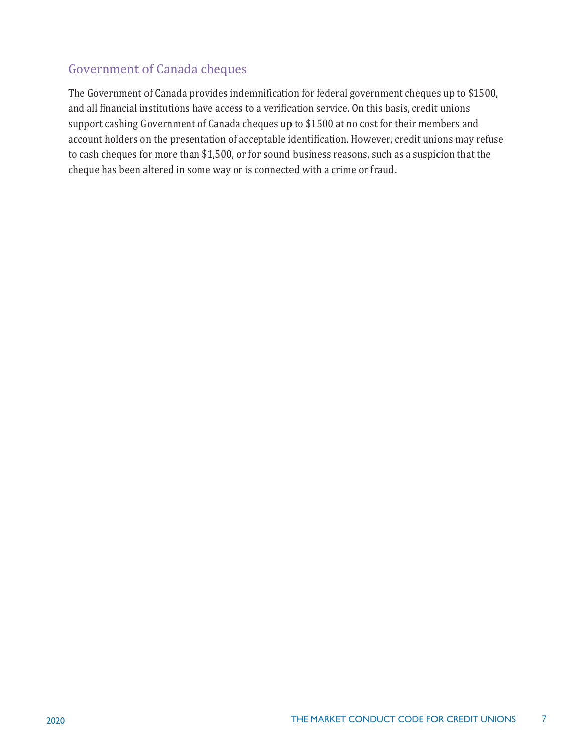## Government of Canada cheques

The Government of Canada provides indemnification for federal government cheques up to $1500, and all financial institutions have access to a verification service. On this basis, credit unions support cashing Government of Canada cheques up to $1500 at no cost for their members and account holders on the presentation of acceptable identification. However, credit unions may refuse to cash cheques for more than $1,500, or for sound business reasons, such as a suspicion that the cheque has been altered in some way or is connected with a crime or fraud.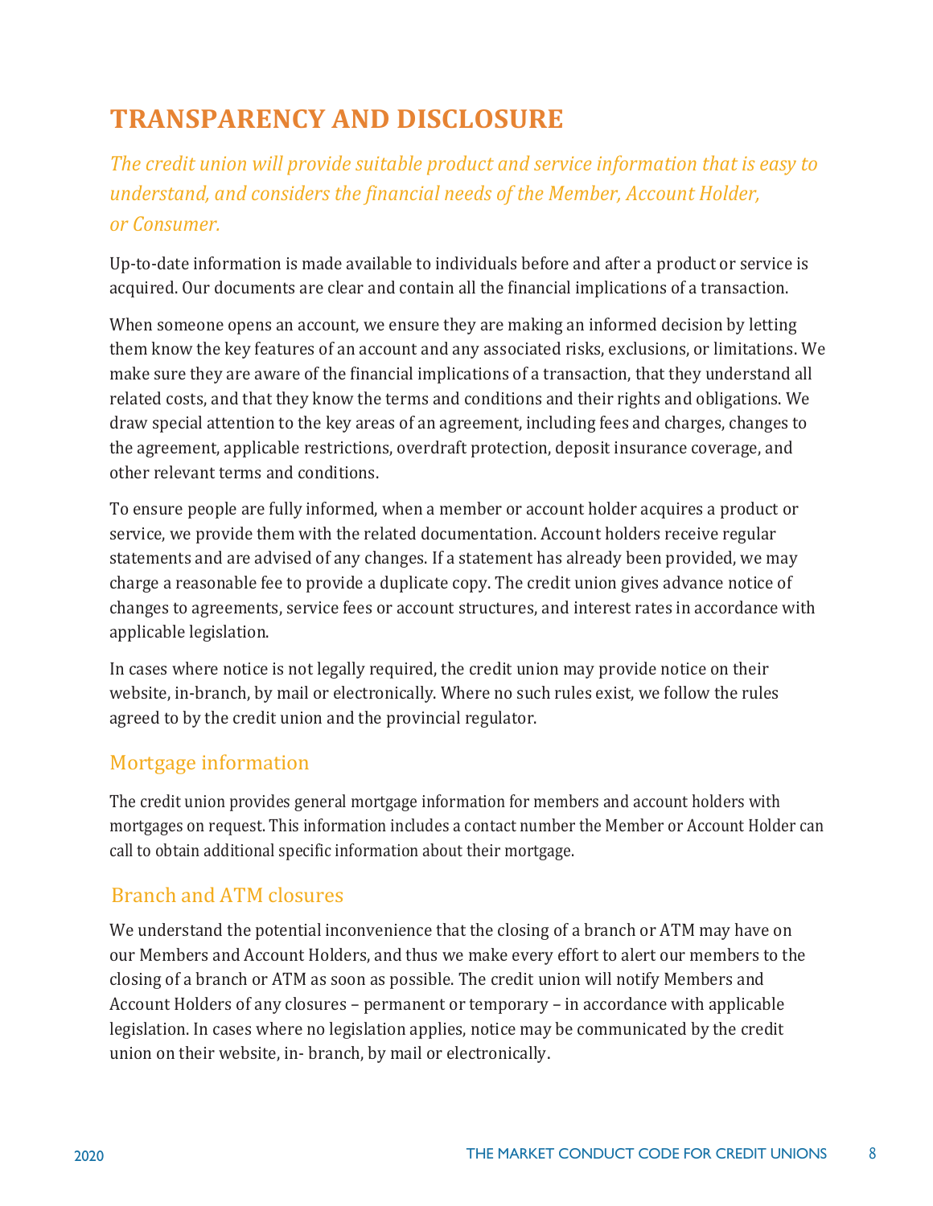# TRANSPARENCY AND DISCLOSURE

*The credit union will provide suitable product and service information that is easy to understand, and considers the financial needs of the Member, Account Holder, or Consumer.*

Up-to-date information is made available to individuals before and after a product or service is acquired. Our documents are clear and contain all the financial implications of a transaction.

When someone opens an account, we ensure they are making an informed decision by letting them know the key features of an account and any associated risks, exclusions, or limitations. We make sure they are aware of the financial implications of a transaction, that they understand all related costs, and that they know the terms and conditions and their rights and obligations. We draw special attention to the key areas of an agreement, including fees and charges, changes to the agreement, applicable restrictions, overdraft protection, deposit insurance coverage, and other relevant terms and conditions.

To ensure people are fully informed, when a member or account holder acquires a product or service, we provide them with the related documentation. Account holders receive regular statements and are advised of any changes. If a statement has already been provided, we may charge a reasonable fee to provide a duplicate copy. The credit union gives advance notice of changes to agreements, service fees or account structures, and interest rates in accordance with applicable legislation.

In cases where notice is not legally required, the credit union may provide notice on their website, in-branch, by mail or electronically. Where no such rules exist, we follow the rules agreed to by the credit union and the provincial regulator.

## Mortgage information

The credit union provides general mortgage information for members and account holders with mortgages on request. This information includes a contact number the Member or Account Holder can call to obtain additional specific information about their mortgage.

## Branch and ATM closures

We understand the potential inconvenience that the closing of a branch or ATM may have on our Members and Account Holders, and thus we make every effort to alert our members to the closing of a branch or ATM as soon as possible. The credit union will notify Members and Account Holders of any closures – permanent or temporary – in accordance with applicable legislation. In cases where no legislation applies, notice may be communicated by the credit union on their website, in- branch, by mail or electronically.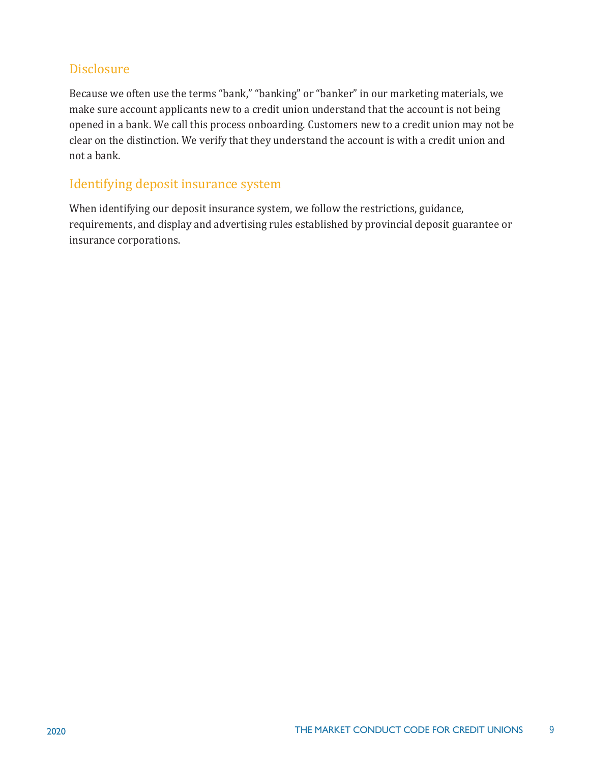## Disclosure

Because we often use the terms “bank,” “banking” or “banker” in our marketing materials, we make sure account applicants new to a credit union understand that the account is not being opened in a bank. We call this process onboarding. Customers new to a credit union may not be clear on the distinction. We verify that they understand the account is with a credit union and not a bank.

## Identifying deposit insurance system

When identifying our deposit insurance system, we follow the restrictions, guidance, requirements, and display and advertising rules established by provincial deposit guarantee or insurance corporations.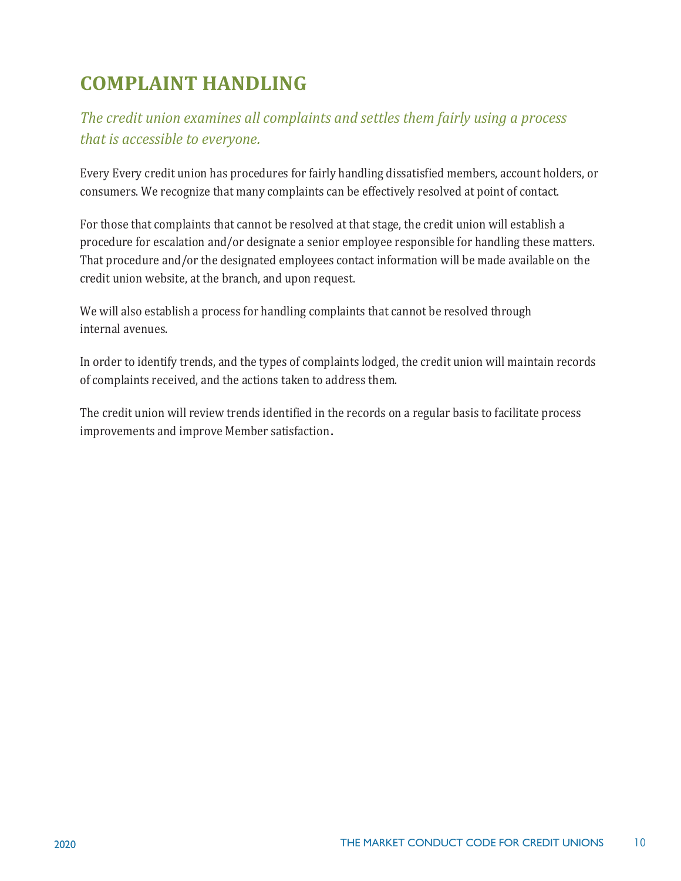# COMPLAINT HANDLING

*The credit union examines all complaints and settles them fairly using a process that is accessible to everyone.*

Every Every credit union has procedures for fairly handling dissatisfied members, account holders, or consumers. We recognize that many complaints can be effectively resolved at point of contact.

For those that complaints that cannot be resolved at that stage, the credit union will establish a procedure for escalation and/or designate a senior employee responsible for handling these matters. That procedure and/or the designated employees contact information will be made available on the credit union website, at the branch, and upon request.

We will also establish a process for handling complaints that cannot be resolved through internal avenues.

In order to identify trends, and the types of complaints lodged, the credit union will maintain records of complaints received, and the actions taken to address them.

The credit union will review trends identified in the records on a regular basis to facilitate process improvements and improve Member satisfaction.